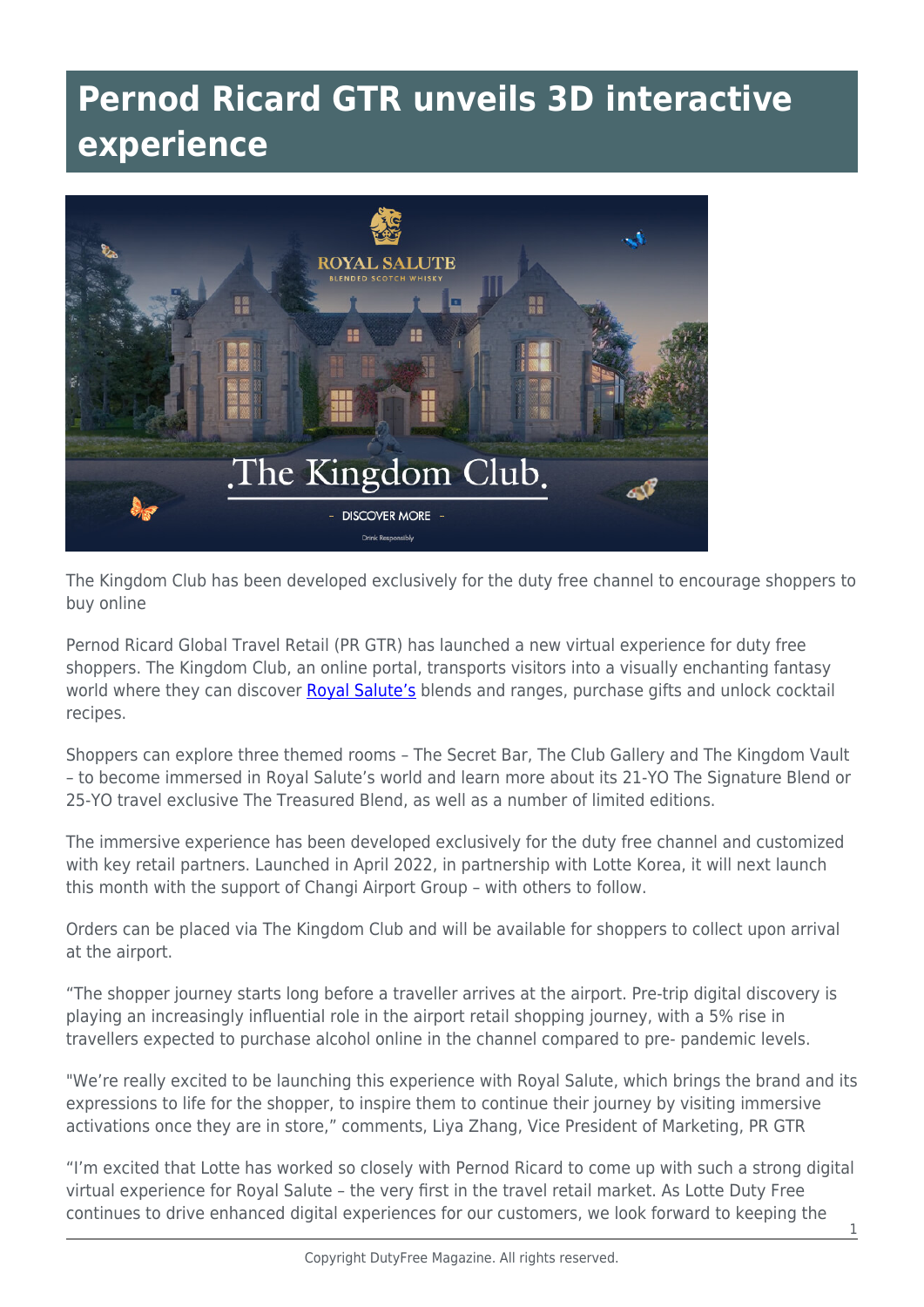# Pernod Ricard GTR unveils 3D interactive experience

The Kingdom Club has been developed exclusively for the duty free channel to encourage shoppers to buy online

Pernod Ricard Global Travel Retail (PR GTR) has launched a new virtual experience for duty free shoppers. The Kingdom Club, an online portal, transports visitors into a visually enchanting fantasy world where they can discover Royal Salute's blends and ranges, purchase gifts and unlock cocktail recipes.

Shoppers can explore three themed rooms – The Secret Bar, The Club Gallery and The Kingdom Vault – to become immersed in Royal Salute's world and learn more about its 21-YO The Signature Blend or 25-YO travel exclusive The Treasured Blend, as well as a number of limited editions.

The immersive experience has been developed exclusively for the duty free channel and customized with key retail partners. Launched in April 2022, in partnership with Lotte Korea, it will next launch this month with the support of Changi Airport Group – with others to follow.

Orders can be placed via The Kingdom Club and will be available for shoppers to collect upon arrival at the airport.

"The shopper journey starts long before a traveller arrives at the airport. Pre-trip digital discovery is playing an increasingly influential role in the airport retail shopping journey, with a 5% rise in travellers expected to purchase alcohol online in the channel compared to pre- pandemic levels.

"We're really excited to be launching this experience with Royal Salute, which brings the brand and its expressions to life for the shopper, to inspire them to continue their journey by visiting immersive activations once they are in store," comments, Liya Zhang, Vice President of Marketing, PR GTR

"I'm excited that Lotte has worked so closely with Pernod Ricard to come up with such a strong digital virtual experience for Royal Salute – the very first in the travel retail market. As Lotte Duty Free continues to drive enhanced digital experiences for our customers, we look forward to keeping the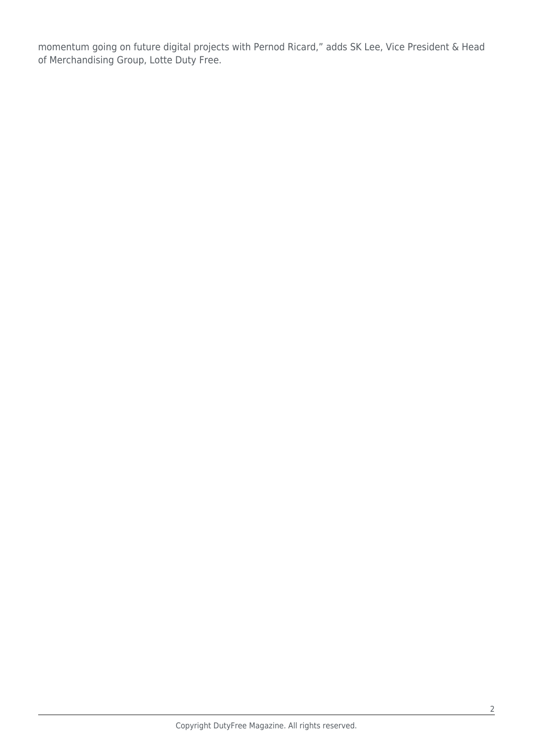momentum going on future digital projects with Pernod Ricard," adds SK Lee, Vice President & Head of Merchandising Group, Lotte Duty Free.